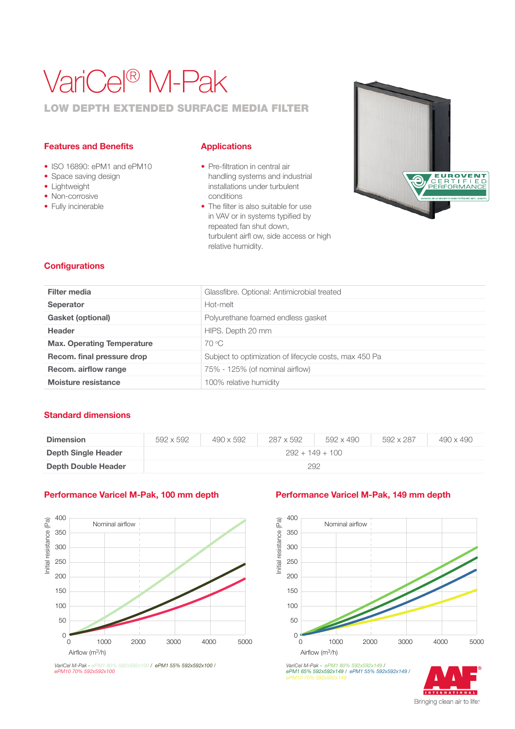# VariCel® M-Pak

## LOW DEPTH EXTENDED SURFACE MEDIA FILTER

### Features and Benefits

- ISO 16890: ePM1 and ePM10
- Space saving design
- Lightweight
- Non-corrosive
- Fully incinerable

### Applications

- Pre-filtration in central air handling systems and industrial installations under turbulent conditions
- The filter is also suitable for use in VAV or in systems typified by repeated fan shut down, turbulent airfl ow, side access or high relative humidity.

### Configurations

| | |
|---|---|
| **Filter media** | Glassfibre. Optional: Antimicrobial treated |
| **Seperator** | Hot-melt |
| **Gasket (optional)** | Polyurethane foamed endless gasket |
| **Header** | HIPS. Depth 20 mm |
| **Max. Operating Temperature** | 70 °C |
| **Recom. final pressure drop** | Subject to optimization of lifecycle costs, max 450 Pa |
| **Recom. airflow range** | 75% - 125% (of nominal airflow) |
| **Moisture resistance** | 100% relative humidity |

### Standard dimensions

| **Dimension** | 592 x 592 | 490 x 592 | 287 x 592 | 592 x 490 | 592 x 287 | 490 x 490 |
|---|---|---|---|---|---|---|
| **Depth Single Header** | 292 + 149 + 100 | | | | | |
| **Depth Double Header** | 292 | | | | | |

### Performance Varicel M-Pak, 100 mm depth

*VariCel M-Pak - ePM1 80% 592x592x100 / ePM1 55% 592x592x100 / ePM10 70% 592x592x100*

### Performance Varicel M-Pak, 149 mm depth

*VariCel M-Pak - ePM1 80% 592x592x149 / ePM1 65% 592x592x149 / ePM1 55% 592x592x149 / ePM10 70% 592x592x149*

Bringing clean air to life.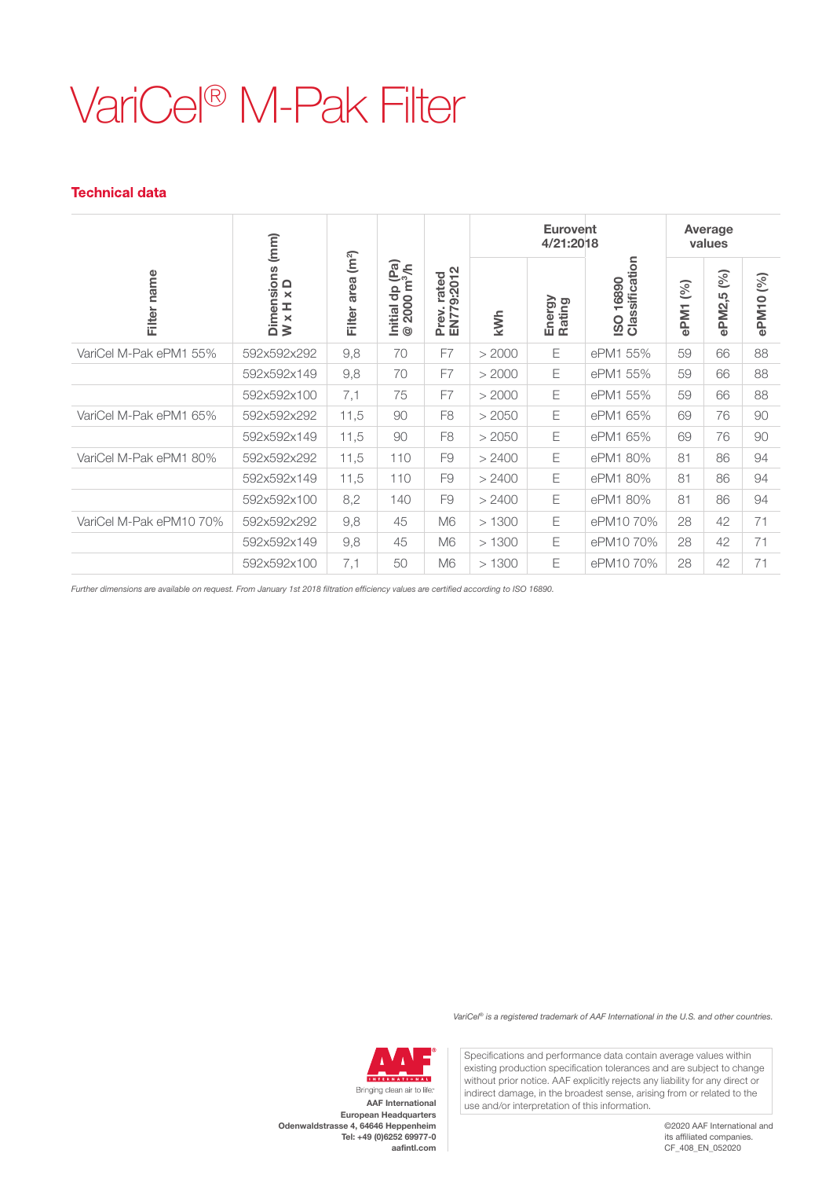# VariCel® M-Pak Filter

### Technical data

| Filter name | Dimensions (mm) W x H x D | Filter area (m²) | Initial dp (Pa) @ 2000 m³/h | Prev. rated EN779:2012 | Eurovent 4/21:2018 | | ISO 16890 Classification | Average values | | |
|---|---|---|---|---|---|---|---|---|---|---|
| | | | | | kWh | Energy Rating | | ePM1 (%) | ePM2,5 (%) | ePM10 (%) |
| VariCel M-Pak ePM1 55% | 592x592x292 | 9,8 | 70 | F7 | > 2000 | E | ePM1 55% | 59 | 66 | 88 |
| | 592x592x149 | 9,8 | 70 | F7 | > 2000 | E | ePM1 55% | 59 | 66 | 88 |
| | 592x592x100 | 7,1 | 75 | F7 | > 2000 | E | ePM1 55% | 59 | 66 | 88 |
| VariCel M-Pak ePM1 65% | 592x592x292 | 11,5 | 90 | F8 | > 2050 | E | ePM1 65% | 69 | 76 | 90 |
| | 592x592x149 | 11,5 | 90 | F8 | > 2050 | E | ePM1 65% | 69 | 76 | 90 |
| VariCel M-Pak ePM1 80% | 592x592x292 | 11,5 | 110 | F9 | > 2400 | E | ePM1 80% | 81 | 86 | 94 |
| | 592x592x149 | 11,5 | 110 | F9 | > 2400 | E | ePM1 80% | 81 | 86 | 94 |
| | 592x592x100 | 8,2 | 140 | F9 | > 2400 | E | ePM1 80% | 81 | 86 | 94 |
| VariCel M-Pak ePM10 70% | 592x592x292 | 9,8 | 45 | M6 | > 1300 | E | ePM10 70% | 28 | 42 | 71 |
| | 592x592x149 | 9,8 | 45 | M6 | > 1300 | E | ePM10 70% | 28 | 42 | 71 |
| | 592x592x100 | 7,1 | 50 | M6 | > 1300 | E | ePM10 70% | 28 | 42 | 71 |

*Further dimensions are available on request. From January 1st 2018 filtration efficiency values are certified according to ISO 16890.*

*VariCel® is a registered trademark of AAF International in the U.S. and other countries.*

Bringing clean air to life.

**AAF International**
**European Headquarters**
**Odenwaldstrasse 4, 64646 Heppenheim**
**Tel: +49 (0)6252 69977-0**
**aafintl.com**

Specifications and performance data contain average values within existing production specification tolerances and are subject to change without prior notice. AAF explicitly rejects any liability for any direct or indirect damage, in the broadest sense, arising from or related to the use and/or interpretation of this information.

©2020 AAF International and its affiliated companies.
CF_408_EN_052020